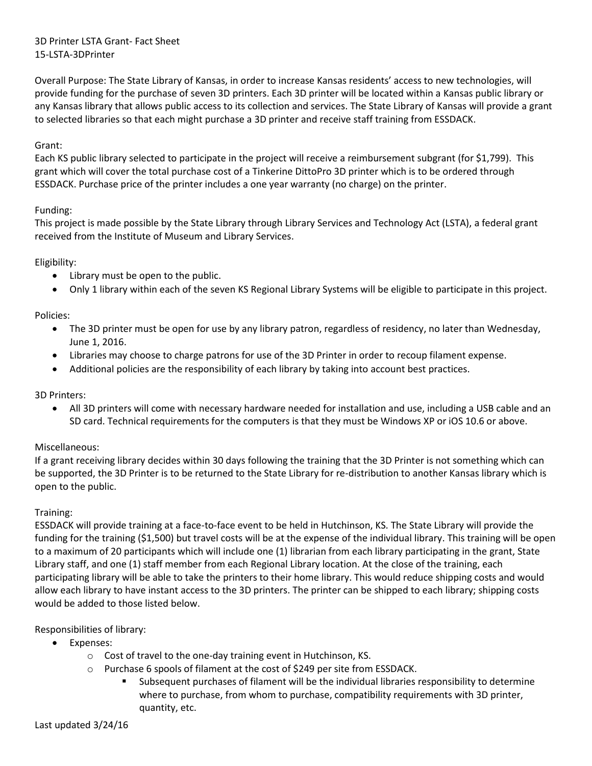3D Printer LSTA Grant- Fact Sheet
15-LSTA-3DPrinter

Overall Purpose: The State Library of Kansas, in order to increase Kansas residents' access to new technologies, will provide funding for the purchase of seven 3D printers. Each 3D printer will be located within a Kansas public library or any Kansas library that allows public access to its collection and services. The State Library of Kansas will provide a grant to selected libraries so that each might purchase a 3D printer and receive staff training from ESSDACK.

Grant:
Each KS public library selected to participate in the project will receive a reimbursement subgrant (for $1,799). This grant which will cover the total purchase cost of a Tinkerine DittoPro 3D printer which is to be ordered through ESSDACK. Purchase price of the printer includes a one year warranty (no charge) on the printer.

Funding:
This project is made possible by the State Library through Library Services and Technology Act (LSTA), a federal grant received from the Institute of Museum and Library Services.

Eligibility:

- Library must be open to the public.
- Only 1 library within each of the seven KS Regional Library Systems will be eligible to participate in this project.

Policies:

- The 3D printer must be open for use by any library patron, regardless of residency, no later than Wednesday, June 1, 2016.
- Libraries may choose to charge patrons for use of the 3D Printer in order to recoup filament expense.
- Additional policies are the responsibility of each library by taking into account best practices.

3D Printers:

- All 3D printers will come with necessary hardware needed for installation and use, including a USB cable and an SD card. Technical requirements for the computers is that they must be Windows XP or iOS 10.6 or above.

Miscellaneous:
If a grant receiving library decides within 30 days following the training that the 3D Printer is not something which can be supported, the 3D Printer is to be returned to the State Library for re-distribution to another Kansas library which is open to the public.

Training:
ESSDACK will provide training at a face-to-face event to be held in Hutchinson, KS. The State Library will provide the funding for the training ($1,500) but travel costs will be at the expense of the individual library. This training will be open to a maximum of 20 participants which will include one (1) librarian from each library participating in the grant, State Library staff, and one (1) staff member from each Regional Library location. At the close of the training, each participating library will be able to take the printers to their home library. This would reduce shipping costs and would allow each library to have instant access to the 3D printers. The printer can be shipped to each library; shipping costs would be added to those listed below.

Responsibilities of library:

- Expenses:
  - Cost of travel to the one-day training event in Hutchinson, KS.
  - Purchase 6 spools of filament at the cost of $249 per site from ESSDACK.
    - Subsequent purchases of filament will be the individual libraries responsibility to determine where to purchase, from whom to purchase, compatibility requirements with 3D printer, quantity, etc.

Last updated 3/24/16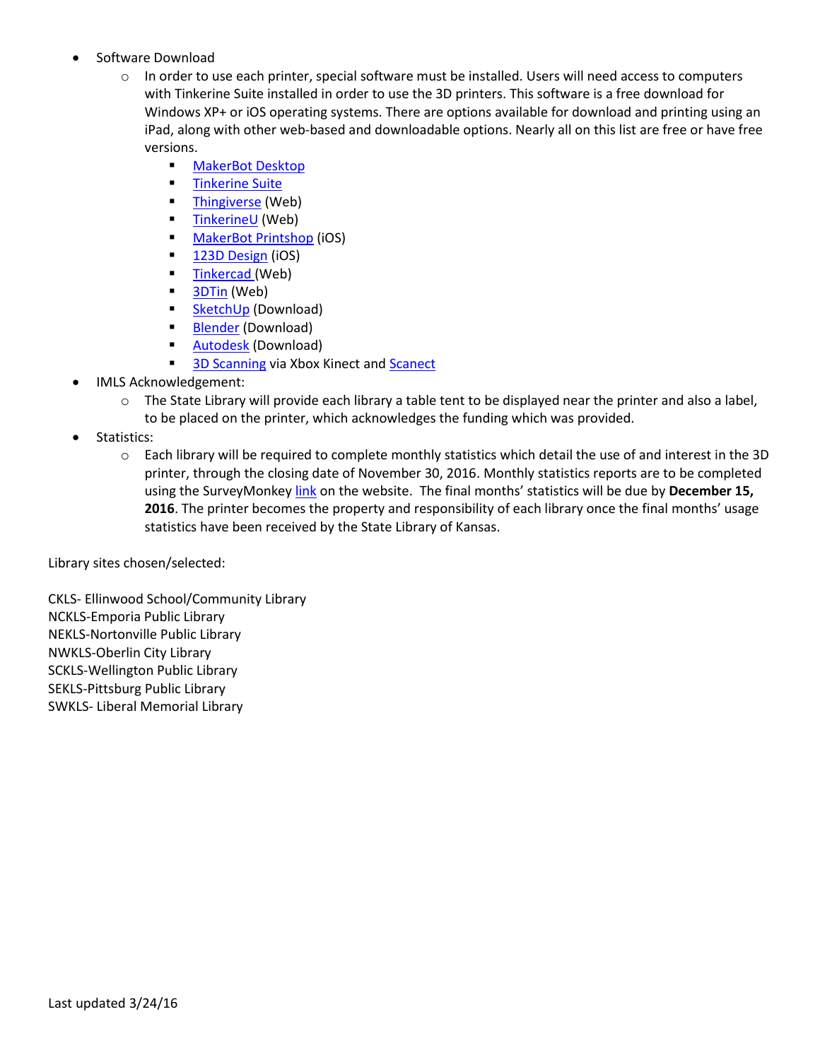- Software Download
    - In order to use each printer, special software must be installed. Users will need access to computers with Tinkerine Suite installed in order to use the 3D printers. This software is a free download for Windows XP+ or iOS operating systems. There are options available for download and printing using an iPad, along with other web-based and downloadable options. Nearly all on this list are free or have free versions.
        - MakerBot Desktop
        - Tinkerine Suite
        - Thingiverse (Web)
        - TinkerineU (Web)
        - MakerBot Printshop (iOS)
        - 123D Design (iOS)
        - Tinkercad (Web)
        - 3DTin (Web)
        - SketchUp (Download)
        - Blender (Download)
        - Autodesk (Download)
        - 3D Scanning via Xbox Kinect and Scanect
- IMLS Acknowledgement:
    - The State Library will provide each library a table tent to be displayed near the printer and also a label, to be placed on the printer, which acknowledges the funding which was provided.
- Statistics:
    - Each library will be required to complete monthly statistics which detail the use of and interest in the 3D printer, through the closing date of November 30, 2016. Monthly statistics reports are to be completed using the SurveyMonkey link on the website. The final months' statistics will be due by **December 15, 2016**. The printer becomes the property and responsibility of each library once the final months' usage statistics have been received by the State Library of Kansas.

Library sites chosen/selected:

CKLS- Ellinwood School/Community Library
NCKLS-Emporia Public Library
NEKLS-Nortonville Public Library
NWKLS-Oberlin City Library
SCKLS-Wellington Public Library
SEKLS-Pittsburg Public Library
SWKLS- Liberal Memorial Library

Last updated 3/24/16